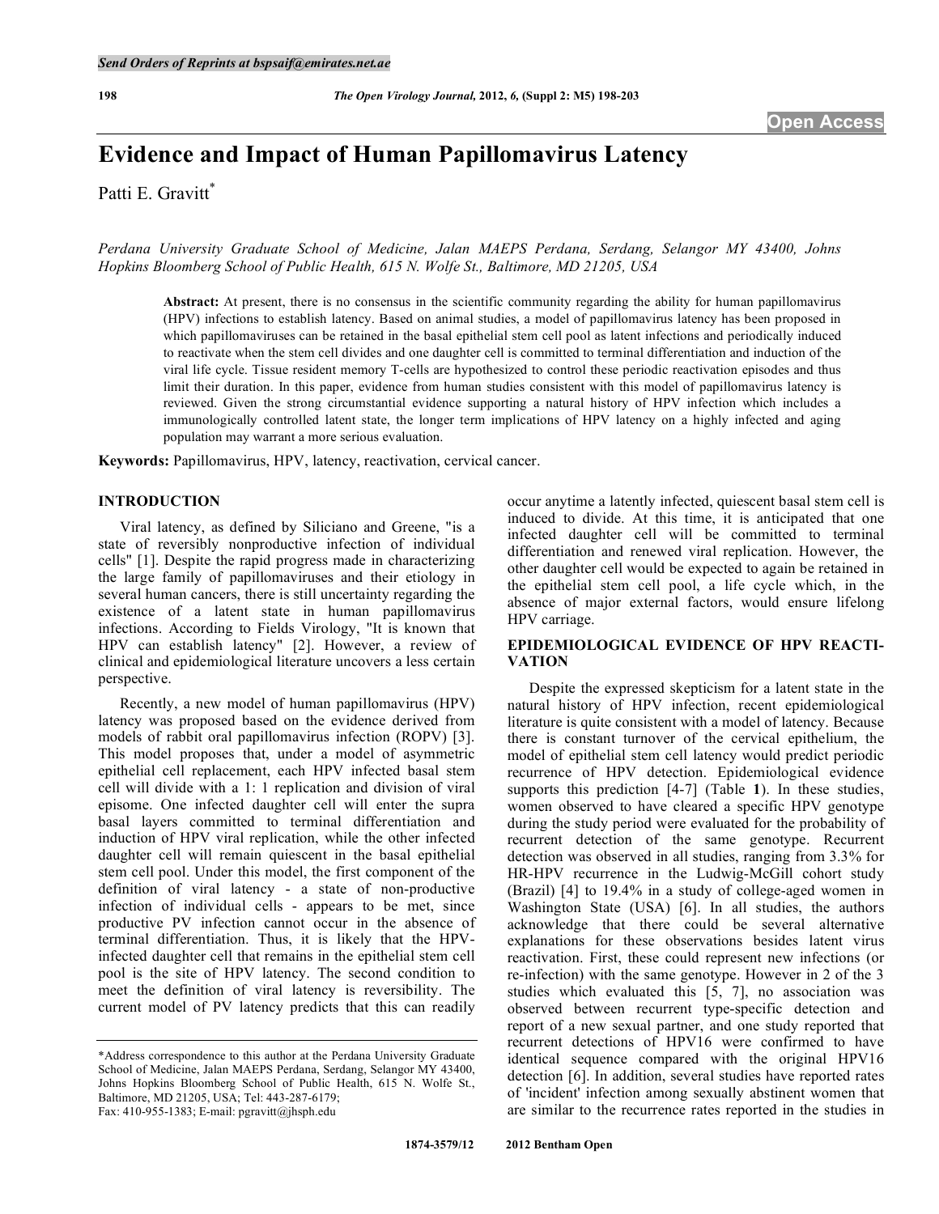# Evidence and Impact of Human Papillomavirus Latency

Patti E. Gravitt*

*Perdana University Graduate School of Medicine, Jalan MAEPS Perdana, Serdang, Selangor MY 43400, Johns Hopkins Bloomberg School of Public Health, 615 N. Wolfe St., Baltimore, MD 21205, USA*

**Abstract:** At present, there is no consensus in the scientific community regarding the ability for human papillomavirus (HPV) infections to establish latency. Based on animal studies, a model of papillomavirus latency has been proposed in which papillomaviruses can be retained in the basal epithelial stem cell pool as latent infections and periodically induced to reactivate when the stem cell divides and one daughter cell is committed to terminal differentiation and induction of the viral life cycle. Tissue resident memory T-cells are hypothesized to control these periodic reactivation episodes and thus limit their duration. In this paper, evidence from human studies consistent with this model of papillomavirus latency is reviewed. Given the strong circumstantial evidence supporting a natural history of HPV infection which includes a immunologically controlled latent state, the longer term implications of HPV latency on a highly infected and aging population may warrant a more serious evaluation.

**Keywords:** Papillomavirus, HPV, latency, reactivation, cervical cancer.

## INTRODUCTION

Viral latency, as defined by Siliciano and Greene, "is a state of reversibly nonproductive infection of individual cells" [1]. Despite the rapid progress made in characterizing the large family of papillomaviruses and their etiology in several human cancers, there is still uncertainty regarding the existence of a latent state in human papillomavirus infections. According to Fields Virology, "It is known that HPV can establish latency" [2]. However, a review of clinical and epidemiological literature uncovers a less certain perspective.

Recently, a new model of human papillomavirus (HPV) latency was proposed based on the evidence derived from models of rabbit oral papillomavirus infection (ROPV) [3]. This model proposes that, under a model of asymmetric epithelial cell replacement, each HPV infected basal stem cell will divide with a 1: 1 replication and division of viral episome. One infected daughter cell will enter the supra basal layers committed to terminal differentiation and induction of HPV viral replication, while the other infected daughter cell will remain quiescent in the basal epithelial stem cell pool. Under this model, the first component of the definition of viral latency - a state of non-productive infection of individual cells - appears to be met, since productive PV infection cannot occur in the absence of terminal differentiation. Thus, it is likely that the HPV-infected daughter cell that remains in the epithelial stem cell pool is the site of HPV latency. The second condition to meet the definition of viral latency is reversibility. The current model of PV latency predicts that this can readily occur anytime a latently infected, quiescent basal stem cell is induced to divide. At this time, it is anticipated that one infected daughter cell will be committed to terminal differentiation and renewed viral replication. However, the other daughter cell would be expected to again be retained in the epithelial stem cell pool, a life cycle which, in the absence of major external factors, would ensure lifelong HPV carriage.

## EPIDEMIOLOGICAL EVIDENCE OF HPV REACTIVATION

Despite the expressed skepticism for a latent state in the natural history of HPV infection, recent epidemiological literature is quite consistent with a model of latency. Because there is constant turnover of the cervical epithelium, the model of epithelial stem cell latency would predict periodic recurrence of HPV detection. Epidemiological evidence supports this prediction [4-7] (Table **1**). In these studies, women observed to have cleared a specific HPV genotype during the study period were evaluated for the probability of recurrent detection of the same genotype. Recurrent detection was observed in all studies, ranging from 3.3% for HR-HPV recurrence in the Ludwig-McGill cohort study (Brazil) [4] to 19.4% in a study of college-aged women in Washington State (USA) [6]. In all studies, the authors acknowledge that there could be several alternative explanations for these observations besides latent virus reactivation. First, these could represent new infections (or re-infection) with the same genotype. However in 2 of the 3 studies which evaluated this [5, 7], no association was observed between recurrent type-specific detection and report of a new sexual partner, and one study reported that recurrent detections of HPV16 were confirmed to have identical sequence compared with the original HPV16 detection [6]. In addition, several studies have reported rates of 'incident' infection among sexually abstinent women that are similar to the recurrence rates reported in the studies in

*Address correspondence to this author at the Perdana University Graduate School of Medicine, Jalan MAEPS Perdana, Serdang, Selangor MY 43400, Johns Hopkins Bloomberg School of Public Health, 615 N. Wolfe St., Baltimore, MD 21205, USA; Tel: 443-287-6179; Fax: 410-955-1383; E-mail: pgravitt@jhsph.edu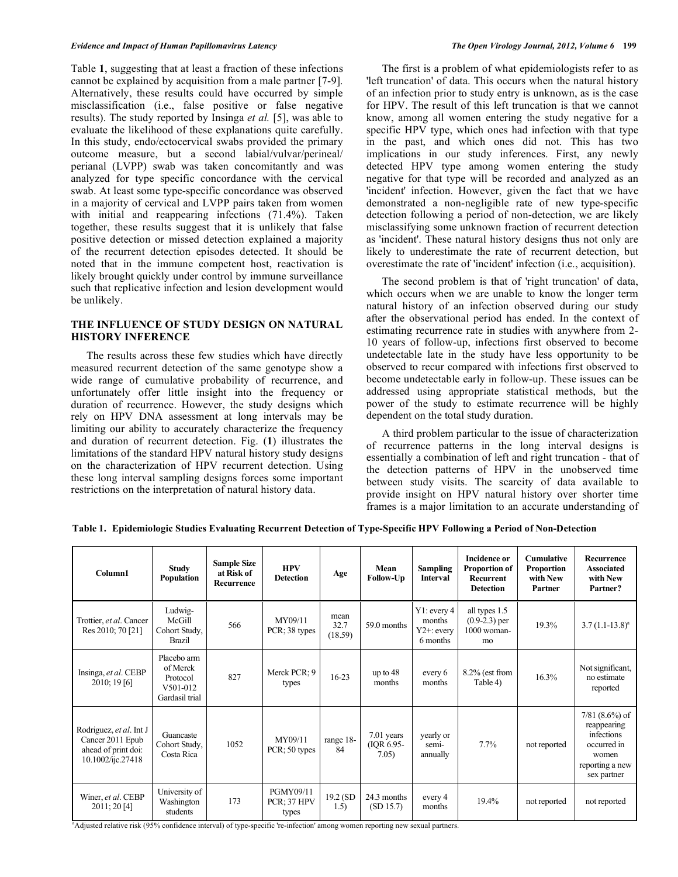Table **1**, suggesting that at least a fraction of these infections cannot be explained by acquisition from a male partner [7-9]. Alternatively, these results could have occurred by simple misclassification (i.e., false positive or false negative results). The study reported by Insinga *et al.* [5], was able to evaluate the likelihood of these explanations quite carefully. In this study, endo/ectocervical swabs provided the primary outcome measure, but a second labial/vulvar/perineal/ perianal (LVPP) swab was taken concomitantly and was analyzed for type specific concordance with the cervical swab. At least some type-specific concordance was observed in a majority of cervical and LVPP pairs taken from women with initial and reappearing infections (71.4%). Taken together, these results suggest that it is unlikely that false positive detection or missed detection explained a majority of the recurrent detection episodes detected. It should be noted that in the immune competent host, reactivation is likely brought quickly under control by immune surveillance such that replicative infection and lesion development would be unlikely.

## THE INFLUENCE OF STUDY DESIGN ON NATURAL HISTORY INFERENCE

The results across these few studies which have directly measured recurrent detection of the same genotype show a wide range of cumulative probability of recurrence, and unfortunately offer little insight into the frequency or duration of recurrence. However, the study designs which rely on HPV DNA assessment at long intervals may be limiting our ability to accurately characterize the frequency and duration of recurrent detection. Fig. (**1**) illustrates the limitations of the standard HPV natural history study designs on the characterization of HPV recurrent detection. Using these long interval sampling designs forces some important restrictions on the interpretation of natural history data.

The first is a problem of what epidemiologists refer to as 'left truncation' of data. This occurs when the natural history of an infection prior to study entry is unknown, as is the case for HPV. The result of this left truncation is that we cannot know, among all women entering the study negative for a specific HPV type, which ones had infection with that type in the past, and which ones did not. This has two implications in our study inferences. First, any newly detected HPV type among women entering the study negative for that type will be recorded and analyzed as an 'incident' infection. However, given the fact that we have demonstrated a non-negligible rate of new type-specific detection following a period of non-detection, we are likely misclassifying some unknown fraction of recurrent detection as 'incident'. These natural history designs thus not only are likely to underestimate the rate of recurrent detection, but overestimate the rate of 'incident' infection (i.e., acquisition).

The second problem is that of 'right truncation' of data, which occurs when we are unable to know the longer term natural history of an infection observed during our study after the observational period has ended. In the context of estimating recurrence rate in studies with anywhere from 2-10 years of follow-up, infections first observed to become undetectable late in the study have less opportunity to be observed to recur compared with infections first observed to become undetectable early in follow-up. These issues can be addressed using appropriate statistical methods, but the power of the study to estimate recurrence will be highly dependent on the total study duration.

A third problem particular to the issue of characterization of recurrence patterns in the long interval designs is essentially a combination of left and right truncation - that of the detection patterns of HPV in the unobserved time between study visits. The scarcity of data available to provide insight on HPV natural history over shorter time frames is a major limitation to an accurate understanding of

**Table 1. Epidemiologic Studies Evaluating Recurrent Detection of Type-Specific HPV Following a Period of Non-Detection**

| Column1 | Study Population | Sample Size at Risk of Recurrence | HPV Detection | Age | Mean Follow-Up | Sampling Interval | Incidence or Proportion of Recurrent Detection | Cumulative Proportion with New Partner | Recurrence Associated with New Partner? |
|---|---|---|---|---|---|---|---|---|---|
| Trottier, *et al*. Cancer Res 2010; 70 [21] | Ludwig-McGill Cohort Study, Brazil | 566 | MY09/11 PCR; 38 types | mean 32.7 (18.59) | 59.0 months | Y1: every 4 months Y2+: every 6 months | all types 1.5 (0.9-2.3) per 1000 woman-mo | 19.3% | 3.7 (1.1-13.8)[a] |
| Insinga, *et al*. CEBP 2010; 19 [6] | Placebo arm of Merck Protocol V501-012 Gardasil trial | 827 | Merck PCR; 9 types | 16-23 | up to 48 months | every 6 months | 8.2% (est from Table 4) | 16.3% | Not significant, no estimate reported |
| Rodriguez, *et al*. Int J Cancer 2011 Epub ahead of print doi: 10.1002/ijc.27418 | Guancaste Cohort Study, Costa Rica | 1052 | MY09/11 PCR; 50 types | range 18-84 | 7.01 years (IQR 6.95-7.05) | yearly or semi-annually | 7.7% | not reported | 7/81 (8.6%) of reappearing infections occurred in women reporting a new sex partner |
| Winer, *et al*. CEBP 2011; 20 [4] | University of Washington students | 173 | PGMY09/11 PCR; 37 HPV types | 19.2 (SD 1.5) | 24.3 months (SD 15.7) | every 4 months | 19.4% | not reported | not reported |

[a]Adjusted relative risk (95% confidence interval) of type-specific 're-infection' among women reporting new sexual partners.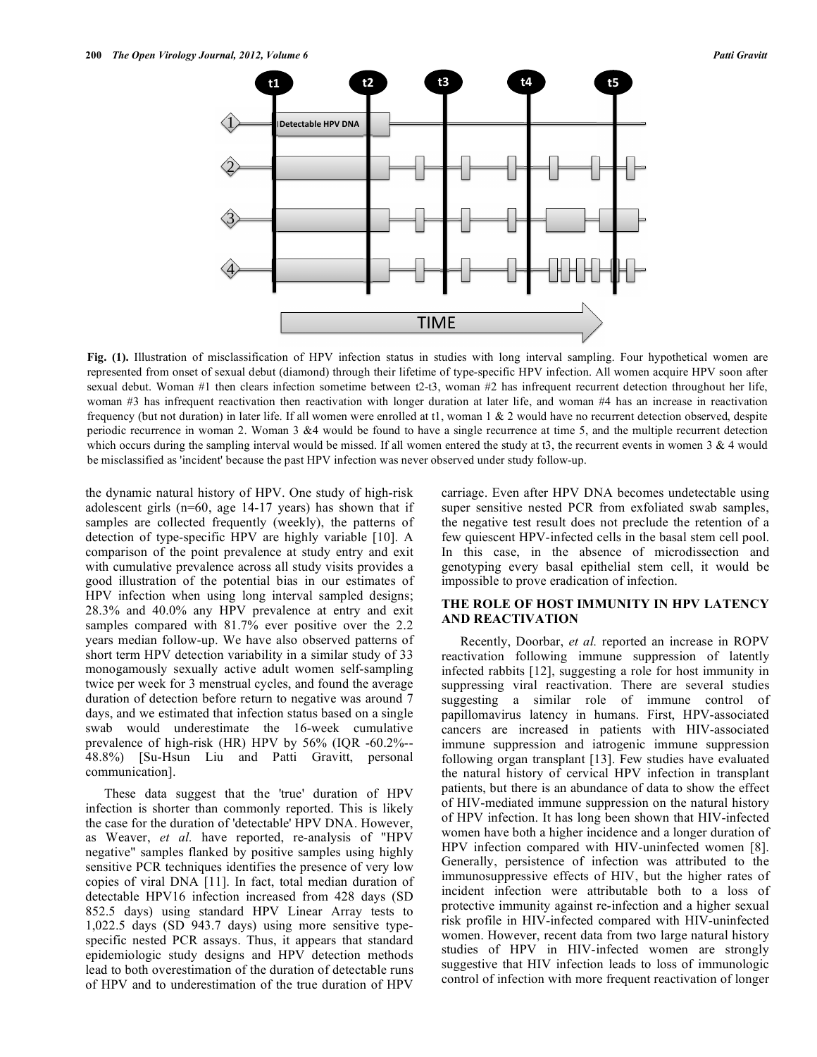Fig. (1). Illustration of misclassification of HPV infection status in studies with long interval sampling. Four hypothetical women are represented from onset of sexual debut (diamond) through their lifetime of type-specific HPV infection. All women acquire HPV soon after sexual debut. Woman #1 then clears infection sometime between t2-t3, woman #2 has infrequent recurrent detection throughout her life, woman #3 has infrequent reactivation then reactivation with longer duration at later life, and woman #4 has an increase in reactivation frequency (but not duration) in later life. If all women were enrolled at t1, woman 1 & 2 would have no recurrent detection observed, despite periodic recurrence in woman 2. Woman 3 &4 would be found to have a single recurrence at time 5, and the multiple recurrent detection which occurs during the sampling interval would be missed. If all women entered the study at t3, the recurrent events in women 3 & 4 would be misclassified as 'incident' because the past HPV infection was never observed under study follow-up.

the dynamic natural history of HPV. One study of high-risk adolescent girls (n=60, age 14-17 years) has shown that if samples are collected frequently (weekly), the patterns of detection of type-specific HPV are highly variable [10]. A comparison of the point prevalence at study entry and exit with cumulative prevalence across all study visits provides a good illustration of the potential bias in our estimates of HPV infection when using long interval sampled designs; 28.3% and 40.0% any HPV prevalence at entry and exit samples compared with 81.7% ever positive over the 2.2 years median follow-up. We have also observed patterns of short term HPV detection variability in a similar study of 33 monogamously sexually active adult women self-sampling twice per week for 3 menstrual cycles, and found the average duration of detection before return to negative was around 7 days, and we estimated that infection status based on a single swab would underestimate the 16-week cumulative prevalence of high-risk (HR) HPV by 56% (IQR -60.2%--48.8%) [Su-Hsun Liu and Patti Gravitt, personal communication].

These data suggest that the 'true' duration of HPV infection is shorter than commonly reported. This is likely the case for the duration of 'detectable' HPV DNA. However, as Weaver, *et al.* have reported, re-analysis of "HPV negative" samples flanked by positive samples using highly sensitive PCR techniques identifies the presence of very low copies of viral DNA [11]. In fact, total median duration of detectable HPV16 infection increased from 428 days (SD 852.5 days) using standard HPV Linear Array tests to 1,022.5 days (SD 943.7 days) using more sensitive type-specific nested PCR assays. Thus, it appears that standard epidemiologic study designs and HPV detection methods lead to both overestimation of the duration of detectable runs of HPV and to underestimation of the true duration of HPV carriage. Even after HPV DNA becomes undetectable using super sensitive nested PCR from exfoliated swab samples, the negative test result does not preclude the retention of a few quiescent HPV-infected cells in the basal stem cell pool. In this case, in the absence of microdissection and genotyping every basal epithelial stem cell, it would be impossible to prove eradication of infection.

## THE ROLE OF HOST IMMUNITY IN HPV LATENCY AND REACTIVATION

Recently, Doorbar, *et al.* reported an increase in ROPV reactivation following immune suppression of latently infected rabbits [12], suggesting a role for host immunity in suppressing viral reactivation. There are several studies suggesting a similar role of immune control of papillomavirus latency in humans. First, HPV-associated cancers are increased in patients with HIV-associated immune suppression and iatrogenic immune suppression following organ transplant [13]. Few studies have evaluated the natural history of cervical HPV infection in transplant patients, but there is an abundance of data to show the effect of HIV-mediated immune suppression on the natural history of HPV infection. It has long been shown that HIV-infected women have both a higher incidence and a longer duration of HPV infection compared with HIV-uninfected women [8]. Generally, persistence of infection was attributed to the immunosuppressive effects of HIV, but the higher rates of incident infection were attributable both to a loss of protective immunity against re-infection and a higher sexual risk profile in HIV-infected compared with HIV-uninfected women. However, recent data from two large natural history studies of HPV in HIV-infected women are strongly suggestive that HIV infection leads to loss of immunologic control of infection with more frequent reactivation of longer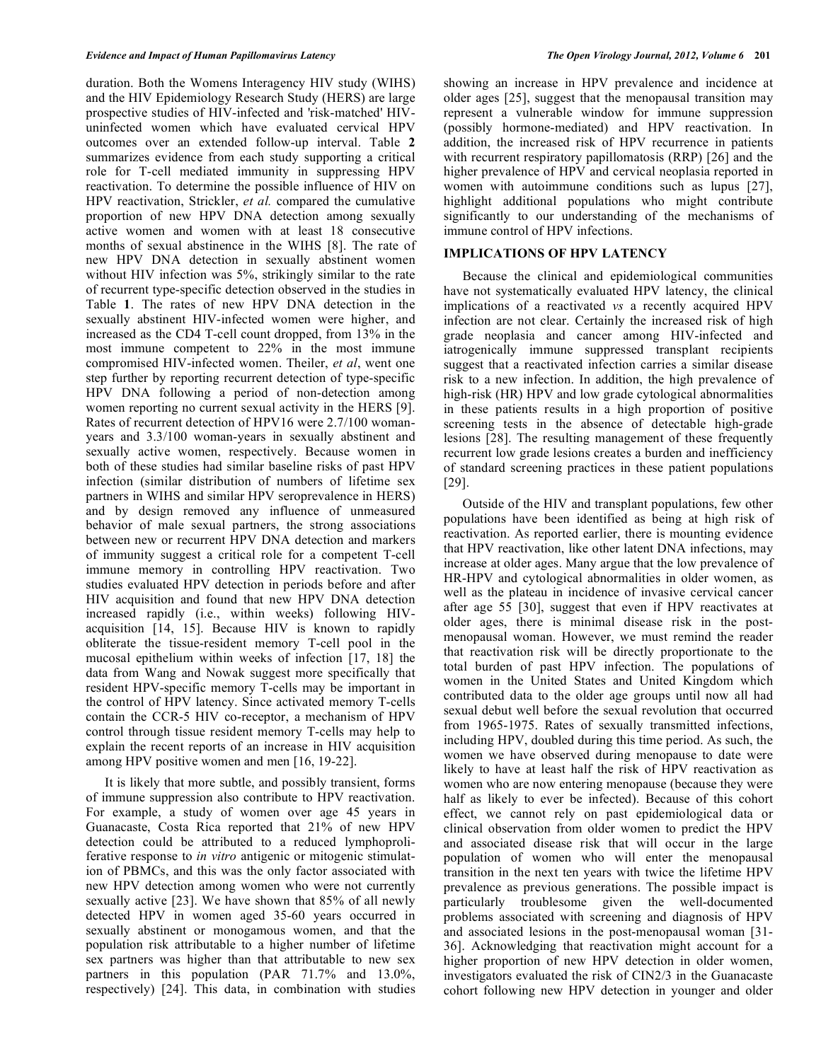duration. Both the Womens Interagency HIV study (WIHS) and the HIV Epidemiology Research Study (HERS) are large prospective studies of HIV-infected and 'risk-matched' HIV-uninfected women which have evaluated cervical HPV outcomes over an extended follow-up interval. Table **2** summarizes evidence from each study supporting a critical role for T-cell mediated immunity in suppressing HPV reactivation. To determine the possible influence of HIV on HPV reactivation, Strickler, *et al.* compared the cumulative proportion of new HPV DNA detection among sexually active women and women with at least 18 consecutive months of sexual abstinence in the WIHS [8]. The rate of new HPV DNA detection in sexually abstinent women without HIV infection was 5%, strikingly similar to the rate of recurrent type-specific detection observed in the studies in Table **1**. The rates of new HPV DNA detection in the sexually abstinent HIV-infected women were higher, and increased as the CD4 T-cell count dropped, from 13% in the most immune competent to 22% in the most immune compromised HIV-infected women. Theiler, *et al*, went one step further by reporting recurrent detection of type-specific HPV DNA following a period of non-detection among women reporting no current sexual activity in the HERS [9]. Rates of recurrent detection of HPV16 were 2.7/100 woman-years and 3.3/100 woman-years in sexually abstinent and sexually active women, respectively. Because women in both of these studies had similar baseline risks of past HPV infection (similar distribution of numbers of lifetime sex partners in WIHS and similar HPV seroprevalence in HERS) and by design removed any influence of unmeasured behavior of male sexual partners, the strong associations between new or recurrent HPV DNA detection and markers of immunity suggest a critical role for a competent T-cell immune memory in controlling HPV reactivation. Two studies evaluated HPV detection in periods before and after HIV acquisition and found that new HPV DNA detection increased rapidly (i.e., within weeks) following HIV-acquisition [14, 15]. Because HIV is known to rapidly obliterate the tissue-resident memory T-cell pool in the mucosal epithelium within weeks of infection [17, 18] the data from Wang and Nowak suggest more specifically that resident HPV-specific memory T-cells may be important in the control of HPV latency. Since activated memory T-cells contain the CCR-5 HIV co-receptor, a mechanism of HPV control through tissue resident memory T-cells may help to explain the recent reports of an increase in HIV acquisition among HPV positive women and men [16, 19-22].

It is likely that more subtle, and possibly transient, forms of immune suppression also contribute to HPV reactivation. For example, a study of women over age 45 years in Guanacaste, Costa Rica reported that 21% of new HPV detection could be attributed to a reduced lymphoproliferative response to *in vitro* antigenic or mitogenic stimulation of PBMCs, and this was the only factor associated with new HPV detection among women who were not currently sexually active [23]. We have shown that 85% of all newly detected HPV in women aged 35-60 years occurred in sexually abstinent or monogamous women, and that the population risk attributable to a higher number of lifetime sex partners was higher than that attributable to new sex partners in this population (PAR 71.7% and 13.0%, respectively) [24]. This data, in combination with studies showing an increase in HPV prevalence and incidence at older ages [25], suggest that the menopausal transition may represent a vulnerable window for immune suppression (possibly hormone-mediated) and HPV reactivation. In addition, the increased risk of HPV recurrence in patients with recurrent respiratory papillomatosis (RRP) [26] and the higher prevalence of HPV and cervical neoplasia reported in women with autoimmune conditions such as lupus [27], highlight additional populations who might contribute significantly to our understanding of the mechanisms of immune control of HPV infections.

## IMPLICATIONS OF HPV LATENCY

Because the clinical and epidemiological communities have not systematically evaluated HPV latency, the clinical implications of a reactivated *vs* a recently acquired HPV infection are not clear. Certainly the increased risk of high grade neoplasia and cancer among HIV-infected and iatrogenically immune suppressed transplant recipients suggest that a reactivated infection carries a similar disease risk to a new infection. In addition, the high prevalence of high-risk (HR) HPV and low grade cytological abnormalities in these patients results in a high proportion of positive screening tests in the absence of detectable high-grade lesions [28]. The resulting management of these frequently recurrent low grade lesions creates a burden and inefficiency of standard screening practices in these patient populations [29].

Outside of the HIV and transplant populations, few other populations have been identified as being at high risk of reactivation. As reported earlier, there is mounting evidence that HPV reactivation, like other latent DNA infections, may increase at older ages. Many argue that the low prevalence of HR-HPV and cytological abnormalities in older women, as well as the plateau in incidence of invasive cervical cancer after age 55 [30], suggest that even if HPV reactivates at older ages, there is minimal disease risk in the post-menopausal woman. However, we must remind the reader that reactivation risk will be directly proportionate to the total burden of past HPV infection. The populations of women in the United States and United Kingdom which contributed data to the older age groups until now all had sexual debut well before the sexual revolution that occurred from 1965-1975. Rates of sexually transmitted infections, including HPV, doubled during this time period. As such, the women we have observed during menopause to date were likely to have at least half the risk of HPV reactivation as women who are now entering menopause (because they were half as likely to ever be infected). Because of this cohort effect, we cannot rely on past epidemiological data or clinical observation from older women to predict the HPV and associated disease risk that will occur in the large population of women who will enter the menopausal transition in the next ten years with twice the lifetime HPV prevalence as previous generations. The possible impact is particularly troublesome given the well-documented problems associated with screening and diagnosis of HPV and associated lesions in the post-menopausal woman [31-36]. Acknowledging that reactivation might account for a higher proportion of new HPV detection in older women, investigators evaluated the risk of CIN2/3 in the Guanacaste cohort following new HPV detection in younger and older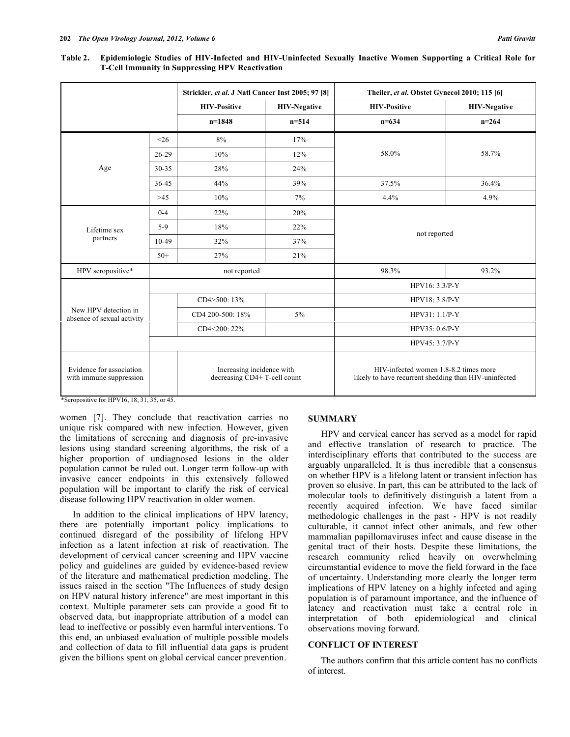**Table 2. Epidemiologic Studies of HIV-Infected and HIV-Uninfected Sexually Inactive Women Supporting a Critical Role for T-Cell Immunity in Suppressing HPV Reactivation**

| | | Strickler, *et al*. J Natl Cancer Inst 2005; 97 [8] | | Theiler, *et al*. Obstet Gynecol 2010; 115 [6] | |
|---|---|---|---|---|---|
| | | **HIV-Positive** | **HIV-Negative** | **HIV-Positive** | **HIV-Negative** |
| | | **n=1848** | **n=514** | **n=634** | **n=264** |
| Age | <26 | 8% | 17% | 58.0% | 58.7% |
| | 26-29 | 10% | 12% | | |
| | 30-35 | 28% | 24% | | |
| | 36-45 | 44% | 39% | 37.5% | 36.4% |
| | >45 | 10% | 7% | 4.4% | 4.9% |
| Lifetime sex partners | 0-4 | 22% | 20% | not reported | |
| | 5-9 | 18% | 22% | | |
| | 10-49 | 32% | 37% | | |
| | 50+ | 27% | 21% | | |
| HPV seropositive* | not reported | | | 98.3% | 93.2% |
| New HPV detection in absence of sexual activity | | | | HPV16: 3.3/P-Y | |
| | | CD4>500: 13% | 5% | HPV18: 3.8/P-Y | |
| | | CD4 200-500: 18% | | HPV31: 1.1/P-Y | |
| | | CD4<200: 22% | | HPV35: 0.6/P-Y | |
| | | | | HPV45: 3.7/P-Y | |
| Evidence for association with immune suppression | | Increasing incidence with decreasing CD4+ T-cell count | | HIV-infected women 1.8-8.2 times more likely to have recurrent shedding than HIV-uninfected | |

*Seropositive for HPV16, 18, 31, 35, or 45.

women [7]. They conclude that reactivation carries no unique risk compared with new infection. However, given the limitations of screening and diagnosis of pre-invasive lesions using standard screening algorithms, the risk of a higher proportion of undiagnosed lesions in the older population cannot be ruled out. Longer term follow-up with invasive cancer endpoints in this extensively followed population will be important to clarify the risk of cervical disease following HPV reactivation in older women.

In addition to the clinical implications of HPV latency, there are potentially important policy implications to continued disregard of the possibility of lifelong HPV infection as a latent infection at risk of reactivation. The development of cervical cancer screening and HPV vaccine policy and guidelines are guided by evidence-based review of the literature and mathematical prediction modeling. The issues raised in the section "The Influences of study design on HPV natural history inference" are most important in this context. Multiple parameter sets can provide a good fit to observed data, but inappropriate attribution of a model can lead to ineffective or possibly even harmful interventions. To this end, an unbiased evaluation of multiple possible models and collection of data to fill influential data gaps is prudent given the billions spent on global cervical cancer prevention.

## SUMMARY

HPV and cervical cancer has served as a model for rapid and effective translation of research to practice. The interdisciplinary efforts that contributed to the success are arguably unparalleled. It is thus incredible that a consensus on whether HPV is a lifelong latent or transient infection has proven so elusive. In part, this can be attributed to the lack of molecular tools to definitively distinguish a latent from a recently acquired infection. We have faced similar methodologic challenges in the past - HPV is not readily culturable, it cannot infect other animals, and few other mammalian papillomaviruses infect and cause disease in the genital tract of their hosts. Despite these limitations, the research community relied heavily on overwhelming circumstantial evidence to move the field forward in the face of uncertainty. Understanding more clearly the longer term implications of HPV latency on a highly infected and aging population is of paramount importance, and the influence of latency and reactivation must take a central role in interpretation of both epidemiological and clinical observations moving forward.

## CONFLICT OF INTEREST

The authors confirm that this article content has no conflicts of interest.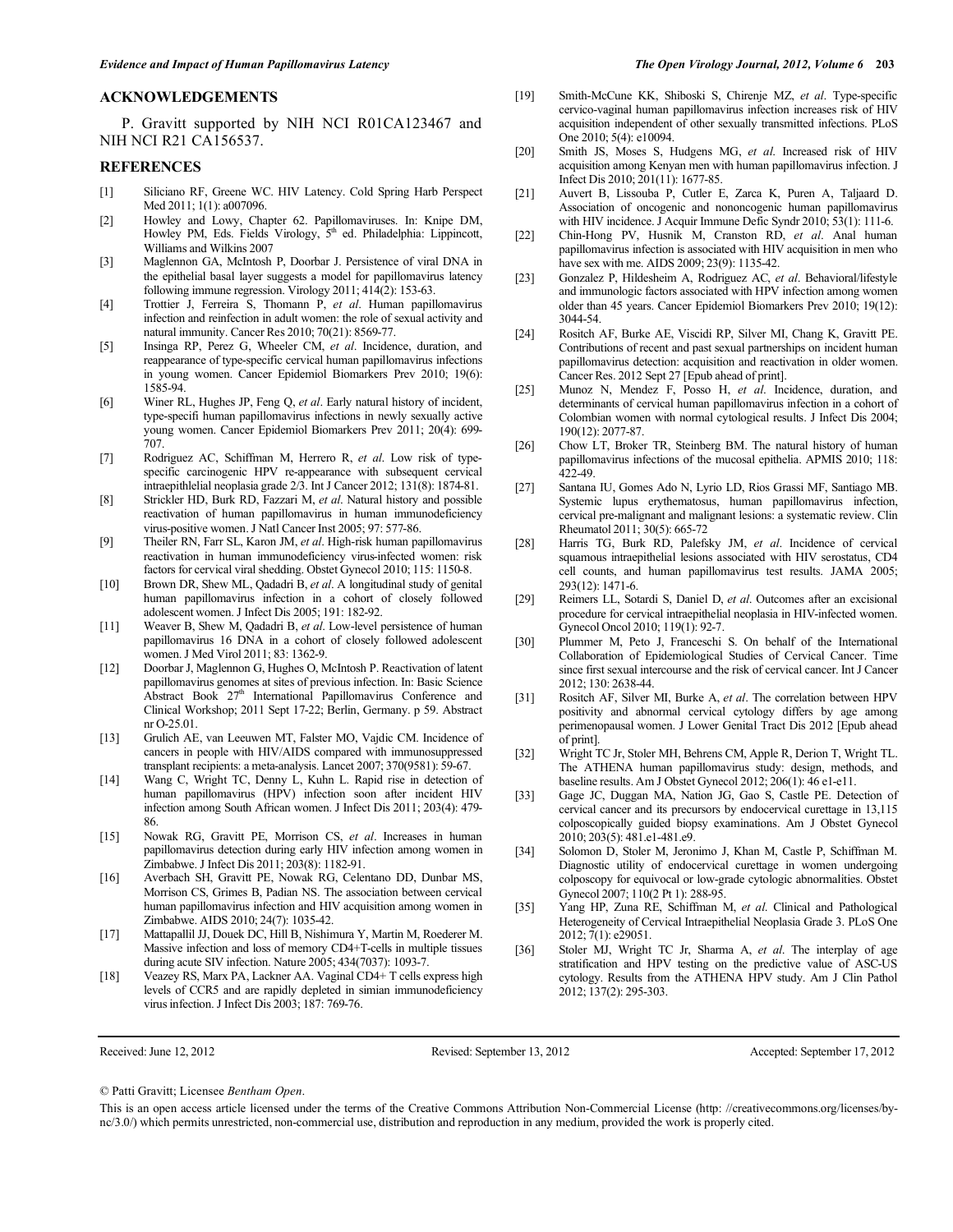## ACKNOWLEDGEMENTS

P. Gravitt supported by NIH NCI R01CA123467 and NIH NCI R21 CA156537.

## REFERENCES

[1] Siliciano RF, Greene WC. HIV Latency. Cold Spring Harb Perspect Med 2011; 1(1): a007096.

[2] Howley and Lowy, Chapter 62. Papillomaviruses. In: Knipe DM, Howley PM, Eds. Fields Virology, 5th ed. Philadelphia: Lippincott, Williams and Wilkins 2007

[3] Maglennon GA, McIntosh P, Doorbar J. Persistence of viral DNA in the epithelial basal layer suggests a model for papillomavirus latency following immune regression. Virology 2011; 414(2): 153-63.

[4] Trottier J, Ferreira S, Thomann P, *et al*. Human papillomavirus infection and reinfection in adult women: the role of sexual activity and natural immunity. Cancer Res 2010; 70(21): 8569-77.

[5] Insinga RP, Perez G, Wheeler CM, *et al*. Incidence, duration, and reappearance of type-specific cervical human papillomavirus infections in young women. Cancer Epidemiol Biomarkers Prev 2010; 19(6): 1585-94.

[6] Winer RL, Hughes JP, Feng Q, *et al*. Early natural history of incident, type-specifi human papillomavirus infections in newly sexually active young women. Cancer Epidemiol Biomarkers Prev 2011; 20(4): 699-707.

[7] Rodriguez AC, Schiffman M, Herrero R, *et al*. Low risk of type-specific carcinogenic HPV re-appearance with subsequent cervical intraepithlelial neoplasia grade 2/3. Int J Cancer 2012; 131(8): 1874-81.

[8] Strickler HD, Burk RD, Fazzari M, *et al*. Natural history and possible reactivation of human papillomavirus in human immunodeficiency virus-positive women. J Natl Cancer Inst 2005; 97: 577-86.

[9] Theiler RN, Farr SL, Karon JM, *et al*. High-risk human papillomavirus reactivation in human immunodeficiency virus-infected women: risk factors for cervical viral shedding. Obstet Gynecol 2010; 115: 1150-8.

[10] Brown DR, Shew ML, Qadadri B, *et al*. A longitudinal study of genital human papillomavirus infection in a cohort of closely followed adolescent women. J Infect Dis 2005; 191: 182-92.

[11] Weaver B, Shew M, Qadadri B, *et al*. Low-level persistence of human papillomavirus 16 DNA in a cohort of closely followed adolescent women. J Med Virol 2011; 83: 1362-9.

[12] Doorbar J, Maglennon G, Hughes O, McIntosh P. Reactivation of latent papillomavirus genomes at sites of previous infection. In: Basic Science Abstract Book 27th International Papillomavirus Conference and Clinical Workshop; 2011 Sept 17-22; Berlin, Germany. p 59. Abstract nr O-25.01.

[13] Grulich AE, van Leeuwen MT, Falster MO, Vajdic CM. Incidence of cancers in people with HIV/AIDS compared with immunosuppressed transplant recipients: a meta-analysis. Lancet 2007; 370(9581): 59-67.

[14] Wang C, Wright TC, Denny L, Kuhn L. Rapid rise in detection of human papillomavirus (HPV) infection soon after incident HIV infection among South African women. J Infect Dis 2011; 203(4): 479-86.

[15] Nowak RG, Gravitt PE, Morrison CS, *et al*. Increases in human papillomavirus detection during early HIV infection among women in Zimbabwe. J Infect Dis 2011; 203(8): 1182-91.

[16] Averbach SH, Gravitt PE, Nowak RG, Celentano DD, Dunbar MS, Morrison CS, Grimes B, Padian NS. The association between cervical human papillomavirus infection and HIV acquisition among women in Zimbabwe. AIDS 2010; 24(7): 1035-42.

[17] Mattapallil JJ, Douek DC, Hill B, Nishimura Y, Martin M, Roederer M. Massive infection and loss of memory CD4+T-cells in multiple tissues during acute SIV infection. Nature 2005; 434(7037): 1093-7.

[18] Veazey RS, Marx PA, Lackner AA. Vaginal CD4+ T cells express high levels of CCR5 and are rapidly depleted in simian immunodeficiency virus infection. J Infect Dis 2003; 187: 769-76.

[19] Smith-McCune KK, Shiboski S, Chirenje MZ, *et al*. Type-specific cervico-vaginal human papillomavirus infection increases risk of HIV acquisition independent of other sexually transmitted infections. PLoS One 2010; 5(4): e10094.

[20] Smith JS, Moses S, Hudgens MG, *et al*. Increased risk of HIV acquisition among Kenyan men with human papillomavirus infection. J Infect Dis 2010; 201(11): 1677-85.

[21] Auvert B, Lissouba P, Cutler E, Zarca K, Puren A, Taljaard D. Association of oncogenic and nononcogenic human papillomavirus with HIV incidence. J Acquir Immune Defic Syndr 2010; 53(1): 111-6.

[22] Chin-Hong PV, Husnik M, Cranston RD, *et al*. Anal human papillomavirus infection is associated with HIV acquisition in men who have sex with me. AIDS 2009; 23(9): 1135-42.

[23] Gonzalez P, Hildesheim A, Rodriguez AC, *et al*. Behavioral/lifestyle and immunologic factors associated with HPV infection among women older than 45 years. Cancer Epidemiol Biomarkers Prev 2010; 19(12): 3044-54.

[24] Rositch AF, Burke AE, Viscidi RP, Silver MI, Chang K, Gravitt PE. Contributions of recent and past sexual partnerships on incident human papillomavirus detection: acquisition and reactivation in older women. Cancer Res. 2012 Sept 27 [Epub ahead of print].

[25] Munoz N, Mendez F, Posso H, *et al*. Incidence, duration, and determinants of cervical human papillomavirus infection in a cohort of Colombian women with normal cytological results. J Infect Dis 2004; 190(12): 2077-87.

[26] Chow LT, Broker TR, Steinberg BM. The natural history of human papillomavirus infections of the mucosal epithelia. APMIS 2010; 118: 422-49.

[27] Santana IU, Gomes Ado N, Lyrio LD, Rios Grassi MF, Santiago MB. Systemic lupus erythematosus, human papillomavirus infection, cervical pre-malignant and malignant lesions: a systematic review. Clin Rheumatol 2011; 30(5): 665-72

[28] Harris TG, Burk RD, Palefsky JM, *et al*. Incidence of cervical squamous intraepithelial lesions associated with HIV serostatus, CD4 cell counts, and human papillomavirus test results. JAMA 2005; 293(12): 1471-6.

[29] Reimers LL, Sotardi S, Daniel D, *et al*. Outcomes after an excisional procedure for cervical intraepithelial neoplasia in HIV-infected women. Gynecol Oncol 2010; 119(1): 92-7.

[30] Plummer M, Peto J, Franceschi S. On behalf of the International Collaboration of Epidemiological Studies of Cervical Cancer. Time since first sexual intercourse and the risk of cervical cancer. Int J Cancer 2012; 130: 2638-44.

[31] Rositch AF, Silver MI, Burke A, *et al*. The correlation between HPV positivity and abnormal cervical cytology differs by age among perimenopausal women. J Lower Genital Tract Dis 2012 [Epub ahead of print].

[32] Wright TC Jr, Stoler MH, Behrens CM, Apple R, Derion T, Wright TL. The ATHENA human papillomavirus study: design, methods, and baseline results. Am J Obstet Gynecol 2012; 206(1): 46 e1-e11.

[33] Gage JC, Duggan MA, Nation JG, Gao S, Castle PE. Detection of cervical cancer and its precursors by endocervical curettage in 13,115 colposcopically guided biopsy examinations. Am J Obstet Gynecol 2010; 203(5): 481.e1-481.e9.

[34] Solomon D, Stoler M, Jeronimo J, Khan M, Castle P, Schiffman M. Diagnostic utility of endocervical curettage in women undergoing colposcopy for equivocal or low-grade cytologic abnormalities. Obstet Gynecol 2007; 110(2 Pt 1): 288-95.

[35] Yang HP, Zuna RE, Schiffman M, *et al*. Clinical and Pathological Heterogeneity of Cervical Intraepithelial Neoplasia Grade 3. PLoS One 2012; 7(1): e29051.

[36] Stoler MJ, Wright TC Jr, Sharma A, *et al*. The interplay of age stratification and HPV testing on the predictive value of ASC-US cytology. Results from the ATHENA HPV study. Am J Clin Pathol 2012; 137(2): 295-303.

Received: June 12, 2012 Revised: September 13, 2012 Accepted: September 17, 2012

© Patti Gravitt; Licensee *Bentham Open*.

This is an open access article licensed under the terms of the Creative Commons Attribution Non-Commercial License (http: //creativecommons.org/licenses/by-nc/3.0/) which permits unrestricted, non-commercial use, distribution and reproduction in any medium, provided the work is properly cited.